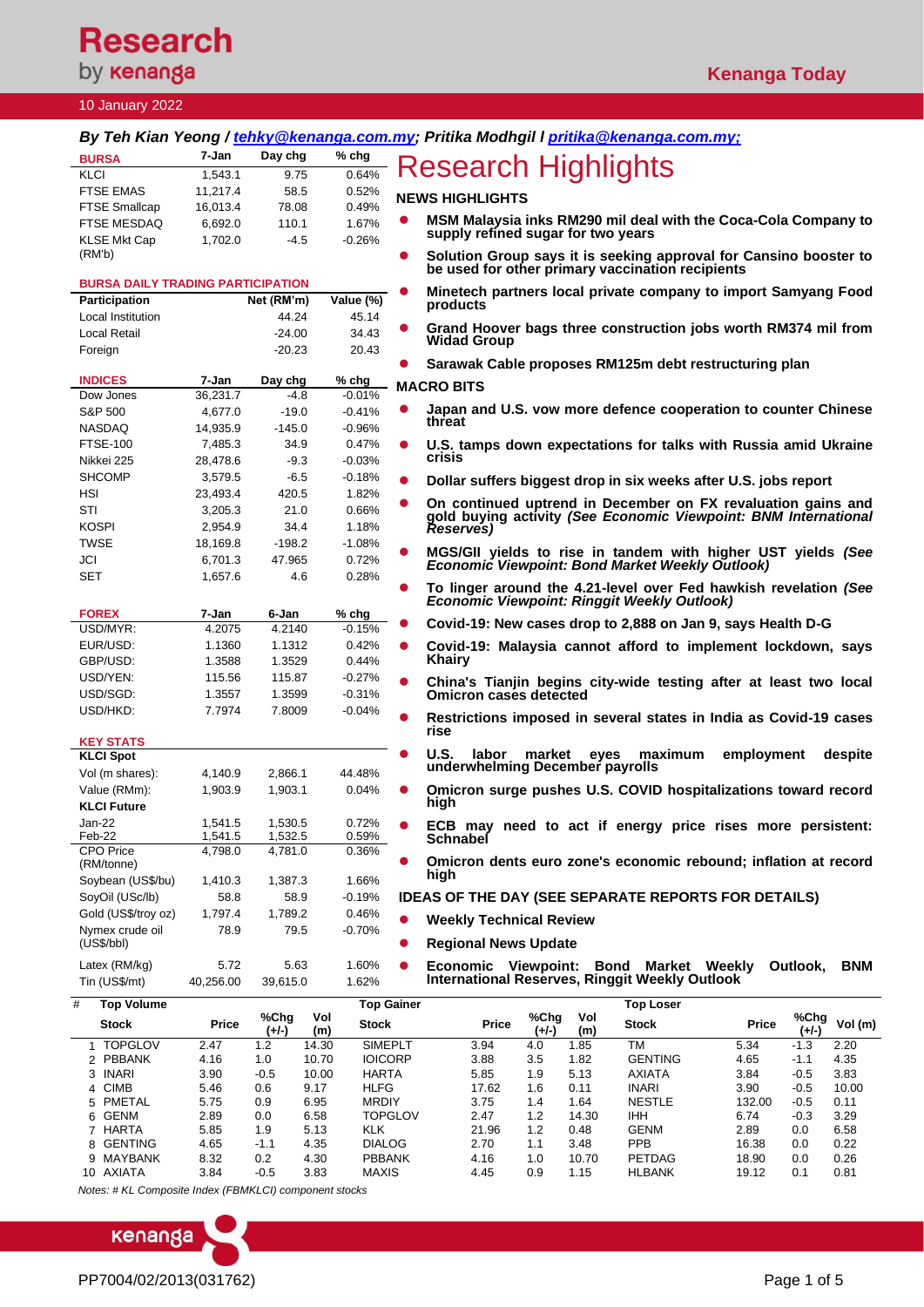Research by kenanga

Kenanga Today

10 January 2022

***By Teh Kian Yeong / tehky@kenanga.com.my; Pritika Modhgil / pritika@kenanga.com.my;***

| BURSA | 7-Jan | Day chg | % chg |
|---|---|---|---|
| KLCI | 1,543.1 | 9.75 | 0.64% |
| FTSE EMAS | 11,217.4 | 58.5 | 0.52% |
| FTSE Smallcap | 16,013.4 | 78.08 | 0.49% |
| FTSE MESDAQ | 6,692.0 | 110.1 | 1.67% |
| KLSE Mkt Cap (RM'b) | 1,702.0 | -4.5 | -0.26% |

| BURSA DAILY TRADING PARTICIPATION | | |
|---|---|---|
| **Participation** | **Net (RM'm)** | **Value (%)** |
| Local Institution | 44.24 | 45.14 |
| Local Retail | -24.00 | 34.43 |
| Foreign | -20.23 | 20.43 |

| INDICES | 7-Jan | Day chg | % chg |
|---|---|---|---|
| Dow Jones | 36,231.7 | -4.8 | -0.01% |
| S&P 500 | 4,677.0 | -19.0 | -0.41% |
| NASDAQ | 14,935.9 | -145.0 | -0.96% |
| FTSE-100 | 7,485.3 | 34.9 | 0.47% |
| Nikkei 225 | 28,478.6 | -9.3 | -0.03% |
| SHCOMP | 3,579.5 | -6.5 | -0.18% |
| HSI | 23,493.4 | 420.5 | 1.82% |
| STI | 3,205.3 | 21.0 | 0.66% |
| KOSPI | 2,954.9 | 34.4 | 1.18% |
| TWSE | 18,169.8 | -198.2 | -1.08% |
| JCI | 6,701.3 | 47.965 | 0.72% |
| SET | 1,657.6 | 4.6 | 0.28% |

| FOREX | 7-Jan | 6-Jan | % chg |
|---|---|---|---|
| USD/MYR: | 4.2075 | 4.2140 | -0.15% |
| EUR/USD: | 1.1360 | 1.1312 | 0.42% |
| GBP/USD: | 1.3588 | 1.3529 | 0.44% |
| USD/YEN: | 115.56 | 115.87 | -0.27% |
| USD/SGD: | 1.3557 | 1.3599 | -0.31% |
| USD/HKD: | 7.7974 | 7.8009 | -0.04% |

| KEY STATS | | | |
|---|---|---|---|
| **KLCI Spot** | | | |
| Vol (m shares): | 4,140.9 | 2,866.1 | 44.48% |
| Value (RMm): | 1,903.9 | 1,903.1 | 0.04% |
| **KLCI Future** | | | |
| Jan-22 | 1,541.5 | 1,530.5 | 0.72% |
| Feb-22 | 1,541.5 | 1,532.5 | 0.59% |
| CPO Price (RM/tonne) | 4,798.0 | 4,781.0 | 0.36% |
| Soybean (US$/bu) | 1,410.3 | 1,387.3 | 1.66% |
| SoyOil (USc/lb) | 58.8 | 58.9 | -0.19% |
| Gold (US$/troy oz) | 1,797.4 | 1,789.2 | 0.46% |
| Nymex crude oil (US$/bbl) | 78.9 | 79.5 | -0.70% |
| Latex (RM/kg) | 5.72 | 5.63 | 1.60% |
| Tin (US$/mt) | 40,256.00 | 39,615.0 | 1.62% |

# Research Highlights

## NEWS HIGHLIGHTS

- **MSM Malaysia inks RM290 mil deal with the Coca-Cola Company to supply refined sugar for two years**
- **Solution Group says it is seeking approval for Cansino booster to be used for other primary vaccination recipients**
- **Minetech partners local private company to import Samyang Food products**
- **Grand Hoover bags three construction jobs worth RM374 mil from Widad Group**
- **Sarawak Cable proposes RM125m debt restructuring plan**

## MACRO BITS

- **Japan and U.S. vow more defence cooperation to counter Chinese threat**
- **U.S. tamps down expectations for talks with Russia amid Ukraine crisis**
- **Dollar suffers biggest drop in six weeks after U.S. jobs report**
- **On continued uptrend in December on FX revaluation gains and gold buying activity *(See Economic Viewpoint: BNM International Reserves)***
- **MGS/GII yields to rise in tandem with higher UST yields *(See Economic Viewpoint: Bond Market Weekly Outlook)***
- **To linger around the 4.21-level over Fed hawkish revelation *(See Economic Viewpoint: Ringgit Weekly Outlook)***
- **Covid-19: New cases drop to 2,888 on Jan 9, says Health D-G**
- **Covid-19: Malaysia cannot afford to implement lockdown, says Khairy**
- **China's Tianjin begins city-wide testing after at least two local Omicron cases detected**
- **Restrictions imposed in several states in India as Covid-19 cases rise**
- **U.S. labor market eyes maximum employment despite underwhelming December payrolls**
- **Omicron surge pushes U.S. COVID hospitalizations toward record high**
- **ECB may need to act if energy price rises more persistent: Schnabel**
- **Omicron dents euro zone's economic rebound; inflation at record high**

## IDEAS OF THE DAY (SEE SEPARATE REPORTS FOR DETAILS)

- **Weekly Technical Review**
- **Regional News Update**
- **Economic Viewpoint: Bond Market Weekly Outlook, BNM International Reserves, Ringgit Weekly Outlook**

| # | Top Volume | | | | Top Gainer | | | | Top Loser | | | |
|---|---|---|---|---|---|---|---|---|---|---|---|---|
| | **Stock** | **Price** | **%Chg (+/-)** | **Vol (m)** | **Stock** | **Price** | **%Chg (+/-)** | **Vol (m)** | **Stock** | **Price** | **%Chg (+/-)** | **Vol (m)** |
| 1 | TOPGLOV | 2.47 | 1.2 | 14.30 | SIMEPLT | 3.94 | 4.0 | 1.85 | TM | 5.34 | -1.3 | 2.20 |
| 2 | PBBANK | 4.16 | 1.0 | 10.70 | IOICORP | 3.88 | 3.5 | 1.82 | GENTING | 4.65 | -1.1 | 4.35 |
| 3 | INARI | 3.90 | -0.5 | 10.00 | HARTA | 5.85 | 1.9 | 5.13 | AXIATA | 3.84 | -0.5 | 3.83 |
| 4 | CIMB | 5.46 | 0.6 | 9.17 | HLFG | 17.62 | 1.6 | 0.11 | INARI | 3.90 | -0.5 | 10.00 |
| 5 | PMETAL | 5.75 | 0.9 | 6.95 | MRDIY | 3.75 | 1.4 | 1.64 | NESTLE | 132.00 | -0.5 | 0.11 |
| 6 | GENM | 2.89 | 0.0 | 6.58 | TOPGLOV | 2.47 | 1.2 | 14.30 | IHH | 6.74 | -0.3 | 3.29 |
| 7 | HARTA | 5.85 | 1.9 | 5.13 | KLK | 21.96 | 1.2 | 0.48 | GENM | 2.89 | 0.0 | 6.58 |
| 8 | GENTING | 4.65 | -1.1 | 4.35 | DIALOG | 2.70 | 1.1 | 3.48 | PPB | 16.38 | 0.0 | 0.22 |
| 9 | MAYBANK | 8.32 | 0.2 | 4.30 | PBBANK | 4.16 | 1.0 | 10.70 | PETDAG | 18.90 | 0.0 | 0.26 |
| 10 | AXIATA | 3.84 | -0.5 | 3.83 | MAXIS | 4.45 | 0.9 | 1.15 | HLBANK | 19.12 | 0.1 | 0.81 |

*Notes: # KL Composite Index (FBMKLCI) component stocks*

PP7004/02/2013(031762)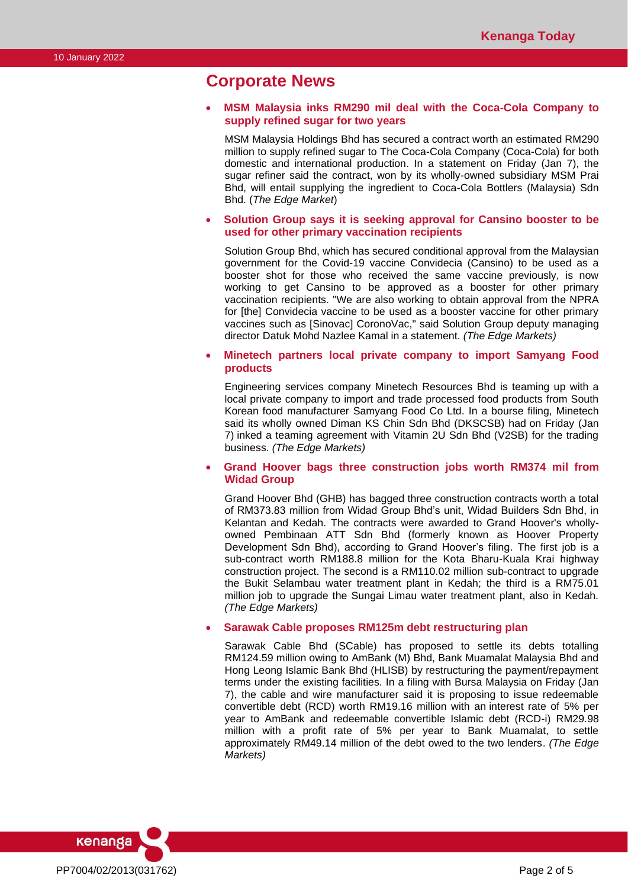## Corporate News

- **MSM Malaysia inks RM290 mil deal with the Coca-Cola Company to supply refined sugar for two years**

  MSM Malaysia Holdings Bhd has secured a contract worth an estimated RM290 million to supply refined sugar to The Coca-Cola Company (Coca-Cola) for both domestic and international production. In a statement on Friday (Jan 7), the sugar refiner said the contract, won by its wholly-owned subsidiary MSM Prai Bhd, will entail supplying the ingredient to Coca-Cola Bottlers (Malaysia) Sdn Bhd. (*The Edge Market*)

- **Solution Group says it is seeking approval for Cansino booster to be used for other primary vaccination recipients**

  Solution Group Bhd, which has secured conditional approval from the Malaysian government for the Covid-19 vaccine Convidecia (Cansino) to be used as a booster shot for those who received the same vaccine previously, is now working to get Cansino to be approved as a booster for other primary vaccination recipients. "We are also working to obtain approval from the NPRA for [the] Convidecia vaccine to be used as a booster vaccine for other primary vaccines such as [Sinovac] CoronoVac," said Solution Group deputy managing director Datuk Mohd Nazlee Kamal in a statement. *(The Edge Markets)*

- **Minetech partners local private company to import Samyang Food products**

  Engineering services company Minetech Resources Bhd is teaming up with a local private company to import and trade processed food products from South Korean food manufacturer Samyang Food Co Ltd. In a bourse filing, Minetech said its wholly owned Diman KS Chin Sdn Bhd (DKSCSB) had on Friday (Jan 7) inked a teaming agreement with Vitamin 2U Sdn Bhd (V2SB) for the trading business. *(The Edge Markets)*

- **Grand Hoover bags three construction jobs worth RM374 mil from Widad Group**

  Grand Hoover Bhd (GHB) has bagged three construction contracts worth a total of RM373.83 million from Widad Group Bhd's unit, Widad Builders Sdn Bhd, in Kelantan and Kedah. The contracts were awarded to Grand Hoover's wholly-owned Pembinaan ATT Sdn Bhd (formerly known as Hoover Property Development Sdn Bhd), according to Grand Hoover's filing. The first job is a sub-contract worth RM188.8 million for the Kota Bharu-Kuala Krai highway construction project. The second is a RM110.02 million sub-contract to upgrade the Bukit Selambau water treatment plant in Kedah; the third is a RM75.01 million job to upgrade the Sungai Limau water treatment plant, also in Kedah. *(The Edge Markets)*

- **Sarawak Cable proposes RM125m debt restructuring plan**

  Sarawak Cable Bhd (SCable) has proposed to settle its debts totalling RM124.59 million owing to AmBank (M) Bhd, Bank Muamalat Malaysia Bhd and Hong Leong Islamic Bank Bhd (HLISB) by restructuring the payment/repayment terms under the existing facilities. In a filing with Bursa Malaysia on Friday (Jan 7), the cable and wire manufacturer said it is proposing to issue redeemable convertible debt (RCD) worth RM19.16 million with an interest rate of 5% per year to AmBank and redeemable convertible Islamic debt (RCD-i) RM29.98 million with a profit rate of 5% per year to Bank Muamalat, to settle approximately RM49.14 million of the debt owed to the two lenders. *(The Edge Markets)*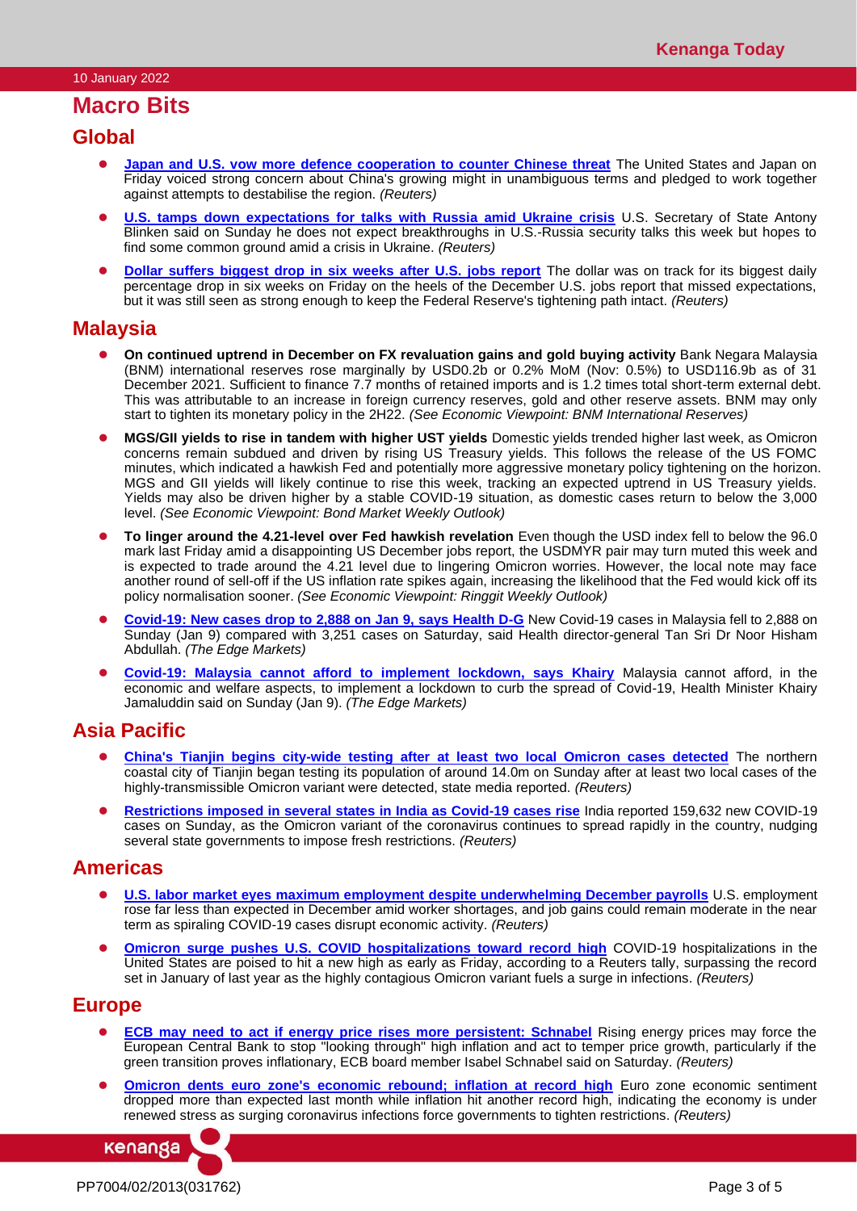10 January 2022

# Macro Bits

## Global

- **Japan and U.S. vow more defence cooperation to counter Chinese threat** The United States and Japan on Friday voiced strong concern about China's growing might in unambiguous terms and pledged to work together against attempts to destabilise the region. *(Reuters)*

- **U.S. tamps down expectations for talks with Russia amid Ukraine crisis** U.S. Secretary of State Antony Blinken said on Sunday he does not expect breakthroughs in U.S.-Russia security talks this week but hopes to find some common ground amid a crisis in Ukraine. *(Reuters)*

- **Dollar suffers biggest drop in six weeks after U.S. jobs report** The dollar was on track for its biggest daily percentage drop in six weeks on Friday on the heels of the December U.S. jobs report that missed expectations, but it was still seen as strong enough to keep the Federal Reserve's tightening path intact. *(Reuters)*

## Malaysia

- **On continued uptrend in December on FX revaluation gains and gold buying activity** Bank Negara Malaysia (BNM) international reserves rose marginally by USD0.2b or 0.2% MoM (Nov: 0.5%) to USD116.9b as of 31 December 2021. Sufficient to finance 7.7 months of retained imports and is 1.2 times total short-term external debt. This was attributable to an increase in foreign currency reserves, gold and other reserve assets. BNM may only start to tighten its monetary policy in the 2H22. *(See Economic Viewpoint: BNM International Reserves)*

- **MGS/GII yields to rise in tandem with higher UST yields** Domestic yields trended higher last week, as Omicron concerns remain subdued and driven by rising US Treasury yields. This follows the release of the US FOMC minutes, which indicated a hawkish Fed and potentially more aggressive monetary policy tightening on the horizon. MGS and GII yields will likely continue to rise this week, tracking an expected uptrend in US Treasury yields. Yields may also be driven higher by a stable COVID-19 situation, as domestic cases return to below the 3,000 level. *(See Economic Viewpoint: Bond Market Weekly Outlook)*

- **To linger around the 4.21-level over Fed hawkish revelation** Even though the USD index fell to below the 96.0 mark last Friday amid a disappointing US December jobs report, the USDMYR pair may turn muted this week and is expected to trade around the 4.21 level due to lingering Omicron worries. However, the local note may face another round of sell-off if the US inflation rate spikes again, increasing the likelihood that the Fed would kick off its policy normalisation sooner. *(See Economic Viewpoint: Ringgit Weekly Outlook)*

- **Covid-19: New cases drop to 2,888 on Jan 9, says Health D-G** New Covid-19 cases in Malaysia fell to 2,888 on Sunday (Jan 9) compared with 3,251 cases on Saturday, said Health director-general Tan Sri Dr Noor Hisham Abdullah. *(The Edge Markets)*

- **Covid-19: Malaysia cannot afford to implement lockdown, says Khairy** Malaysia cannot afford, in the economic and welfare aspects, to implement a lockdown to curb the spread of Covid-19, Health Minister Khairy Jamaluddin said on Sunday (Jan 9). *(The Edge Markets)*

## Asia Pacific

- **China's Tianjin begins city-wide testing after at least two local Omicron cases detected** The northern coastal city of Tianjin began testing its population of around 14.0m on Sunday after at least two local cases of the highly-transmissible Omicron variant were detected, state media reported. *(Reuters)*

- **Restrictions imposed in several states in India as Covid-19 cases rise** India reported 159,632 new COVID-19 cases on Sunday, as the Omicron variant of the coronavirus continues to spread rapidly in the country, nudging several state governments to impose fresh restrictions. *(Reuters)*

## Americas

- **U.S. labor market eyes maximum employment despite underwhelming December payrolls** U.S. employment rose far less than expected in December amid worker shortages, and job gains could remain moderate in the near term as spiraling COVID-19 cases disrupt economic activity. *(Reuters)*

- **Omicron surge pushes U.S. COVID hospitalizations toward record high** COVID-19 hospitalizations in the United States are poised to hit a new high as early as Friday, according to a Reuters tally, surpassing the record set in January of last year as the highly contagious Omicron variant fuels a surge in infections. *(Reuters)*

## Europe

- **ECB may need to act if energy price rises more persistent: Schnabel** Rising energy prices may force the European Central Bank to stop "looking through" high inflation and act to temper price growth, particularly if the green transition proves inflationary, ECB board member Isabel Schnabel said on Saturday. *(Reuters)*

- **Omicron dents euro zone's economic rebound; inflation at record high** Euro zone economic sentiment dropped more than expected last month while inflation hit another record high, indicating the economy is under renewed stress as surging coronavirus infections force governments to tighten restrictions. *(Reuters)*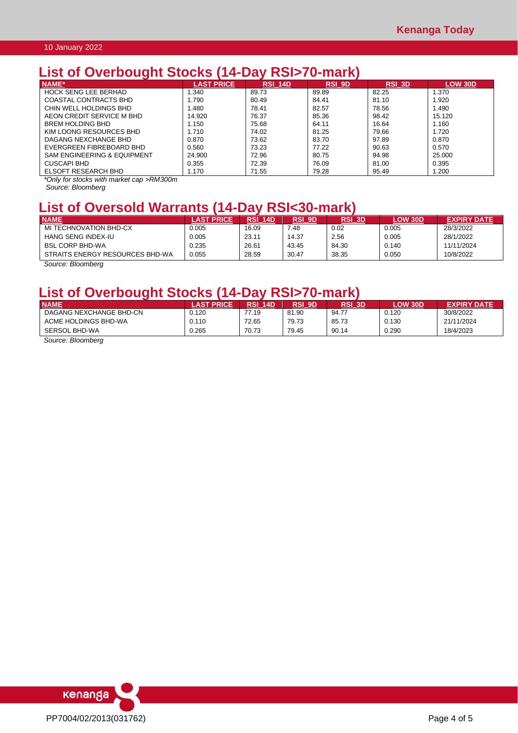## List of Overbought Stocks (14-Day RSI>70-mark)

| NAME* | LAST PRICE | RSI_14D | RSI_9D | RSI_3D | LOW 30D |
|---|---|---|---|---|---|
| HOCK SENG LEE BERHAD | 1.340 | 89.73 | 89.89 | 82.25 | 1.370 |
| COASTAL CONTRACTS BHD | 1.790 | 80.49 | 84.41 | 81.10 | 1.920 |
| CHIN WELL HOLDINGS BHD | 1.480 | 78.41 | 82.57 | 78.56 | 1.490 |
| AEON CREDIT SERVICE M BHD | 14.920 | 76.37 | 85.36 | 98.42 | 15.120 |
| BREM HOLDING BHD | 1.150 | 75.68 | 64.11 | 16.64 | 1.160 |
| KIM LOONG RESOURCES BHD | 1.710 | 74.02 | 81.25 | 79.66 | 1.720 |
| DAGANG NEXCHANGE BHD | 0.870 | 73.62 | 83.70 | 97.89 | 0.870 |
| EVERGREEN FIBREBOARD BHD | 0.560 | 73.23 | 77.22 | 90.63 | 0.570 |
| SAM ENGINEERING & EQUIPMENT | 24.900 | 72.96 | 80.75 | 94.98 | 25.000 |
| CUSCAPI BHD | 0.355 | 72.39 | 76.09 | 81.00 | 0.395 |
| ELSOFT RESEARCH BHD | 1.170 | 71.55 | 79.28 | 95.49 | 1.200 |

*Only for stocks with market cap >RM300m*

*Source: Bloomberg*

## List of Oversold Warrants (14-Day RSI<30-mark)

| NAME | LAST PRICE | RSI_14D | RSI_9D | RSI_3D | LOW 30D | EXPIRY DATE |
|---|---|---|---|---|---|---|
| MI TECHNOVATION BHD-CX | 0.005 | 16.09 | 7.48 | 0.02 | 0.005 | 28/3/2022 |
| HANG SENG INDEX-IU | 0.005 | 23.11 | 14.37 | 2.56 | 0.005 | 28/1/2022 |
| BSL CORP BHD-WA | 0.235 | 26.61 | 43.45 | 84.30 | 0.140 | 11/11/2024 |
| STRAITS ENERGY RESOURCES BHD-WA | 0.055 | 28.59 | 30.47 | 38.35 | 0.050 | 10/8/2022 |

*Source: Bloomberg*

## List of Overbought Stocks (14-Day RSI>70-mark)

| NAME | LAST PRICE | RSI_14D | RSI_9D | RSI_3D | LOW 30D | EXPIRY DATE |
|---|---|---|---|---|---|---|
| DAGANG NEXCHANGE BHD-CN | 0.120 | 77.19 | 81.90 | 94.77 | 0.120 | 30/8/2022 |
| ACME HOLDINGS BHD-WA | 0.110 | 72.65 | 79.73 | 85.73 | 0.130 | 21/11/2024 |
| SERSOL BHD-WA | 0.265 | 70.73 | 79.45 | 90.14 | 0.290 | 18/4/2023 |

*Source: Bloomberg*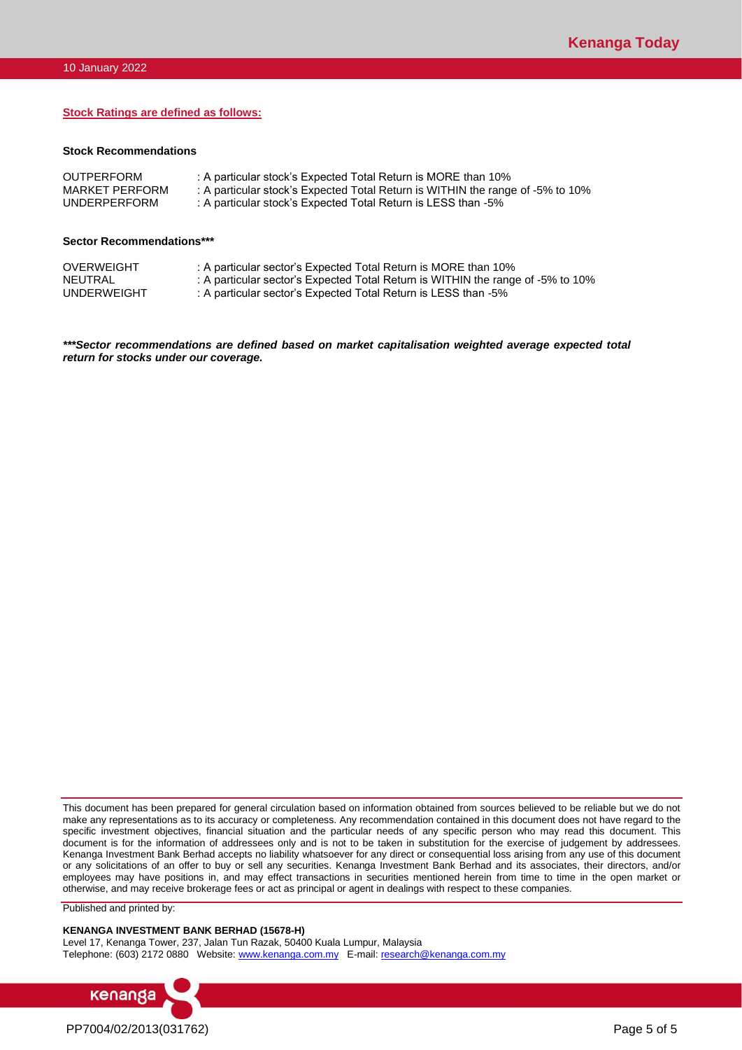**Stock Ratings are defined as follows:**

**Stock Recommendations**

| | |
|---|---|
| OUTPERFORM | : A particular stock's Expected Total Return is MORE than 10% |
| MARKET PERFORM | : A particular stock's Expected Total Return is WITHIN the range of -5% to 10% |
| UNDERPERFORM | : A particular stock's Expected Total Return is LESS than -5% |

**Sector Recommendations***\*\*\****

| | |
|---|---|
| OVERWEIGHT | : A particular sector's Expected Total Return is MORE than 10% |
| NEUTRAL | : A particular sector's Expected Total Return is WITHIN the range of -5% to 10% |
| UNDERWEIGHT | : A particular sector's Expected Total Return is LESS than -5% |

***\*\*\*Sector recommendations are defined based on market capitalisation weighted average expected total return for stocks under our coverage.***

This document has been prepared for general circulation based on information obtained from sources believed to be reliable but we do not make any representations as to its accuracy or completeness. Any recommendation contained in this document does not have regard to the specific investment objectives, financial situation and the particular needs of any specific person who may read this document. This document is for the information of addressees only and is not to be taken in substitution for the exercise of judgement by addressees. Kenanga Investment Bank Berhad accepts no liability whatsoever for any direct or consequential loss arising from any use of this document or any solicitations of an offer to buy or sell any securities. Kenanga Investment Bank Berhad and its associates, their directors, and/or employees may have positions in, and may effect transactions in securities mentioned herein from time to time in the open market or otherwise, and may receive brokerage fees or act as principal or agent in dealings with respect to these companies.

Published and printed by:

**KENANGA INVESTMENT BANK BERHAD (15678-H)**
Level 17, Kenanga Tower, 237, Jalan Tun Razak, 50400 Kuala Lumpur, Malaysia
Telephone: (603) 2172 0880 Website: www.kenanga.com.my E-mail: research@kenanga.com.my

PP7004/02/2013(031762)